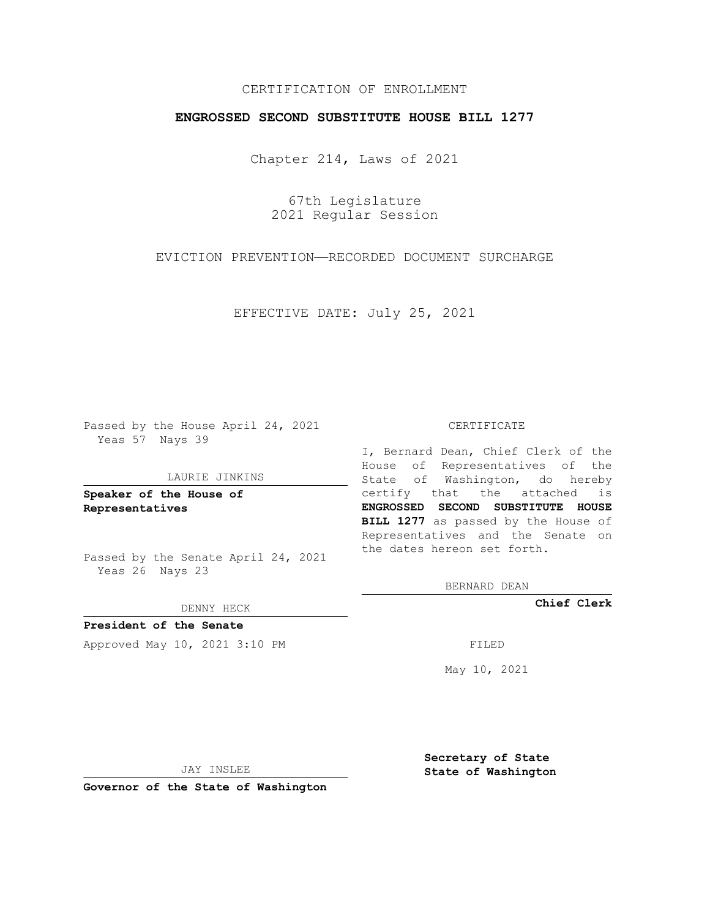CERTIFICATION OF ENROLLMENT

# ENGROSSED SECOND SUBSTITUTE HOUSE BILL 1277

Chapter 214, Laws of 2021

67th Legislature
2021 Regular Session

EVICTION PREVENTION—RECORDED DOCUMENT SURCHARGE

EFFECTIVE DATE: July 25, 2021

Passed by the House April 24, 2021
Yeas 57 Nays 39

LAURIE JINKINS

**Speaker of the House of Representatives**

Passed by the Senate April 24, 2021
Yeas 26 Nays 23

DENNY HECK

**President of the Senate**

Approved May 10, 2021 3:10 PM

JAY INSLEE

**Governor of the State of Washington**

CERTIFICATE

I, Bernard Dean, Chief Clerk of the House of Representatives of the State of Washington, do hereby certify that the attached is **ENGROSSED SECOND SUBSTITUTE HOUSE BILL 1277** as passed by the House of Representatives and the Senate on the dates hereon set forth.

BERNARD DEAN

**Chief Clerk**

FILED

May 10, 2021

**Secretary of State**
**State of Washington**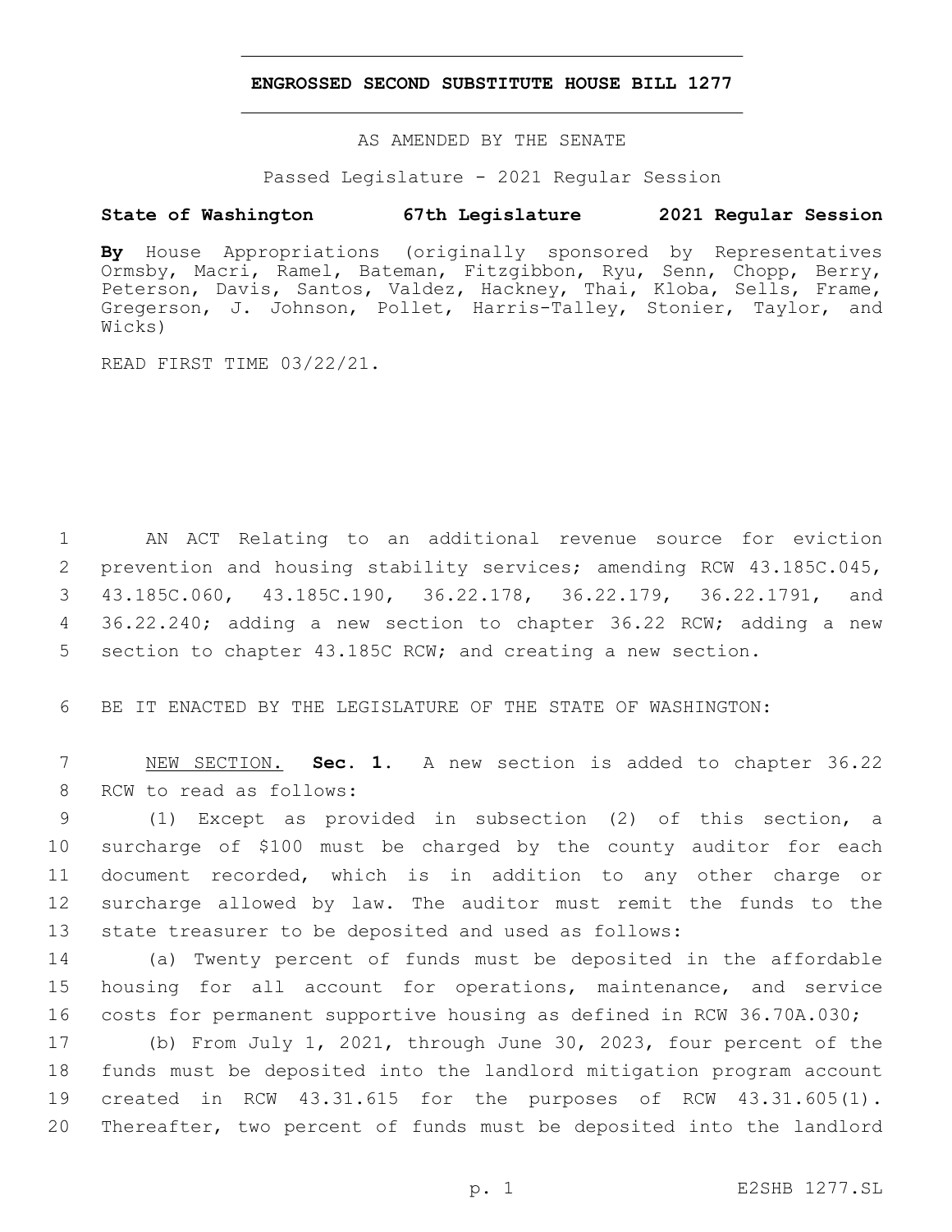# ENGROSSED SECOND SUBSTITUTE HOUSE BILL 1277

AS AMENDED BY THE SENATE

Passed Legislature - 2021 Regular Session

**State of Washington 67th Legislature 2021 Regular Session**

**By** House Appropriations (originally sponsored by Representatives Ormsby, Macri, Ramel, Bateman, Fitzgibbon, Ryu, Senn, Chopp, Berry, Peterson, Davis, Santos, Valdez, Hackney, Thai, Kloba, Sells, Frame, Gregerson, J. Johnson, Pollet, Harris-Talley, Stonier, Taylor, and Wicks)

READ FIRST TIME 03/22/21.

1 AN ACT Relating to an additional revenue source for eviction
2 prevention and housing stability services; amending RCW 43.185C.045,
3 43.185C.060, 43.185C.190, 36.22.178, 36.22.179, 36.22.1791, and
4 36.22.240; adding a new section to chapter 36.22 RCW; adding a new
5 section to chapter 43.185C RCW; and creating a new section.

6 BE IT ENACTED BY THE LEGISLATURE OF THE STATE OF WASHINGTON:

7 NEW SECTION. **Sec. 1.** A new section is added to chapter 36.22
8 RCW to read as follows:

9 (1) Except as provided in subsection (2) of this section, a
10 surcharge of $100 must be charged by the county auditor for each
11 document recorded, which is in addition to any other charge or
12 surcharge allowed by law. The auditor must remit the funds to the
13 state treasurer to be deposited and used as follows:

14 (a) Twenty percent of funds must be deposited in the affordable
15 housing for all account for operations, maintenance, and service
16 costs for permanent supportive housing as defined in RCW 36.70A.030;

17 (b) From July 1, 2021, through June 30, 2023, four percent of the
18 funds must be deposited into the landlord mitigation program account
19 created in RCW 43.31.615 for the purposes of RCW 43.31.605(1).
20 Thereafter, two percent of funds must be deposited into the landlord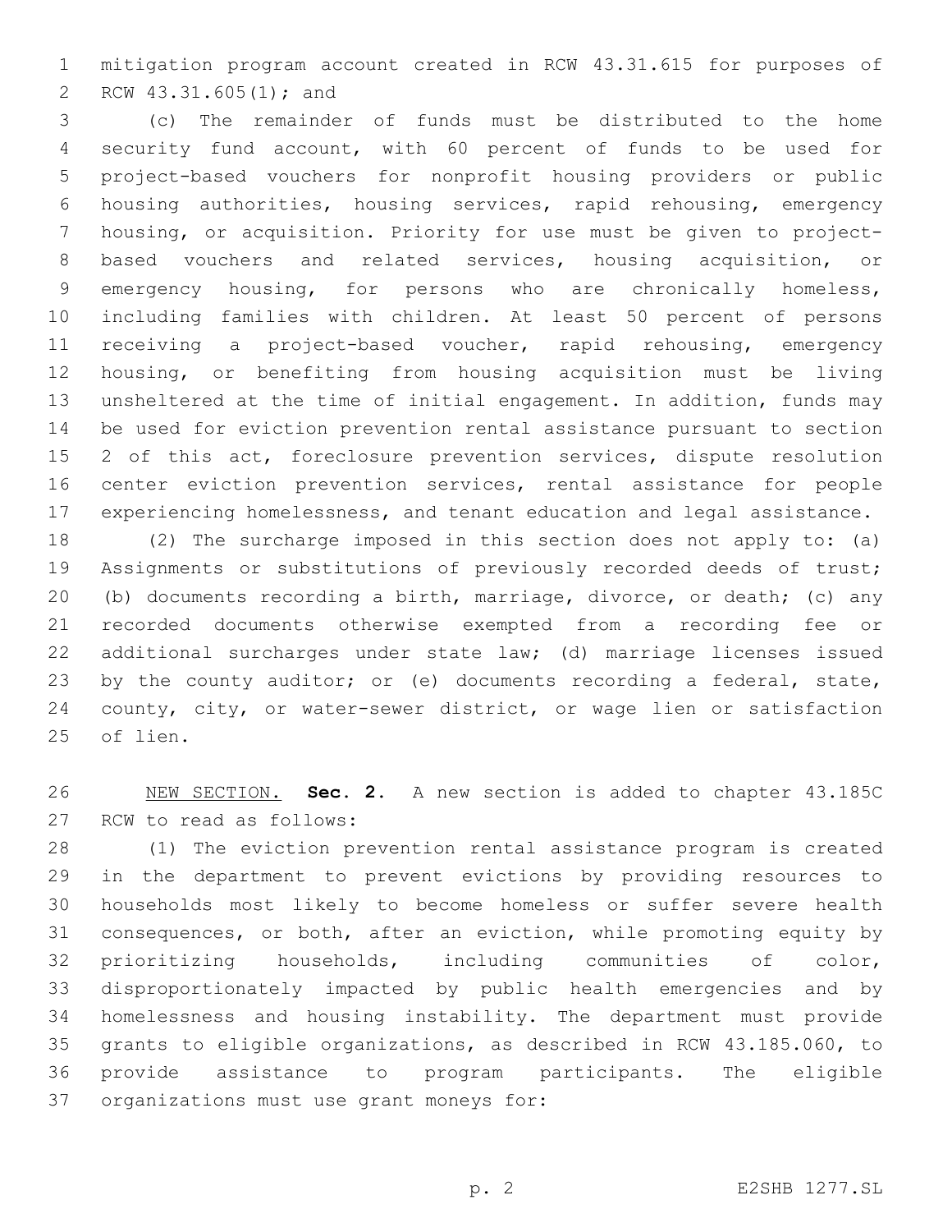mitigation program account created in RCW 43.31.615 for purposes of RCW 43.31.605(1); and

(c) The remainder of funds must be distributed to the home security fund account, with 60 percent of funds to be used for project-based vouchers for nonprofit housing providers or public housing authorities, housing services, rapid rehousing, emergency housing, or acquisition. Priority for use must be given to project-based vouchers and related services, housing acquisition, or emergency housing, for persons who are chronically homeless, including families with children. At least 50 percent of persons receiving a project-based voucher, rapid rehousing, emergency housing, or benefiting from housing acquisition must be living unsheltered at the time of initial engagement. In addition, funds may be used for eviction prevention rental assistance pursuant to section 2 of this act, foreclosure prevention services, dispute resolution center eviction prevention services, rental assistance for people experiencing homelessness, and tenant education and legal assistance.

(2) The surcharge imposed in this section does not apply to: (a) Assignments or substitutions of previously recorded deeds of trust; (b) documents recording a birth, marriage, divorce, or death; (c) any recorded documents otherwise exempted from a recording fee or additional surcharges under state law; (d) marriage licenses issued by the county auditor; or (e) documents recording a federal, state, county, city, or water-sewer district, or wage lien or satisfaction of lien.

NEW SECTION. **Sec. 2.** A new section is added to chapter 43.185C RCW to read as follows:

(1) The eviction prevention rental assistance program is created in the department to prevent evictions by providing resources to households most likely to become homeless or suffer severe health consequences, or both, after an eviction, while promoting equity by prioritizing households, including communities of color, disproportionately impacted by public health emergencies and by homelessness and housing instability. The department must provide grants to eligible organizations, as described in RCW 43.185.060, to provide assistance to program participants. The eligible organizations must use grant moneys for: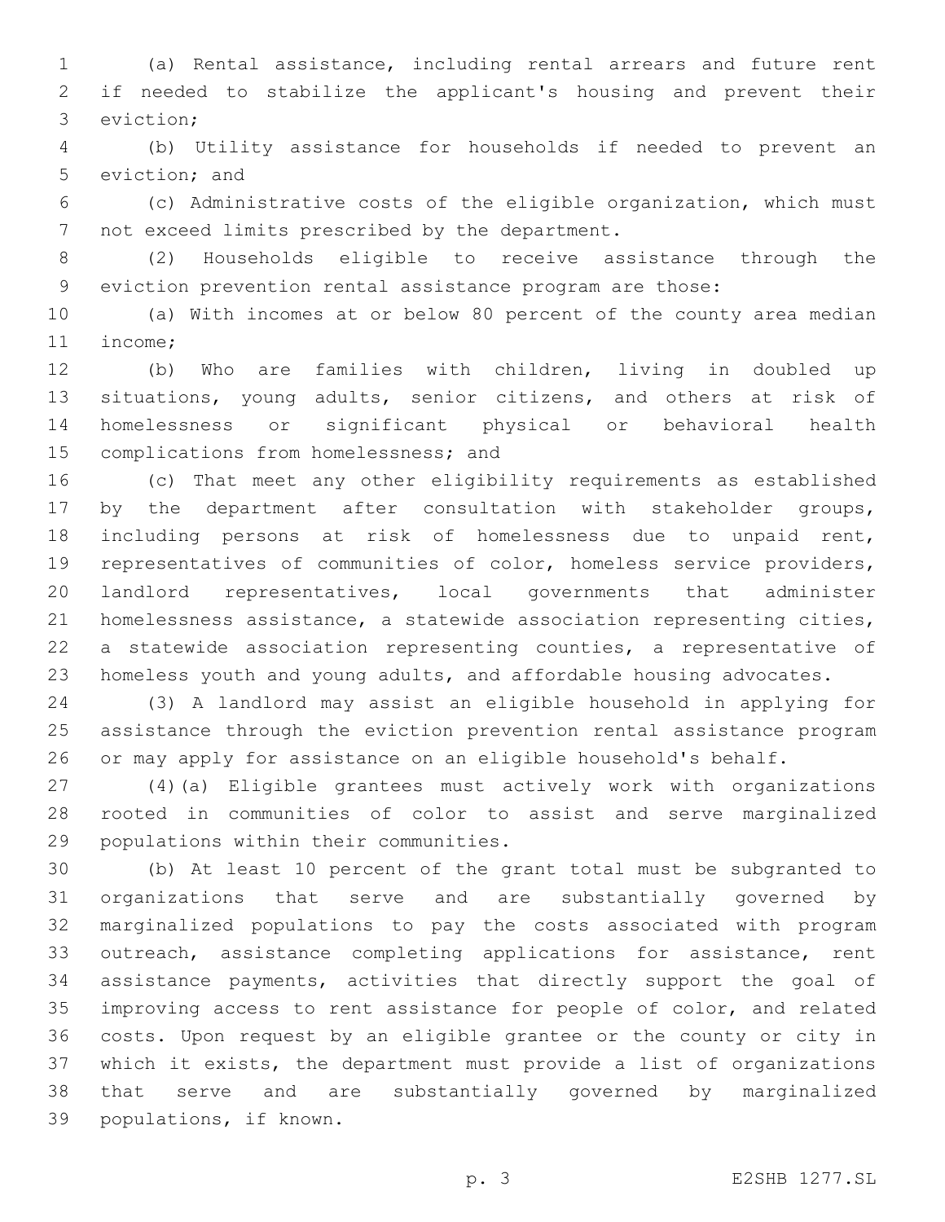(a) Rental assistance, including rental arrears and future rent if needed to stabilize the applicant's housing and prevent their eviction;

(b) Utility assistance for households if needed to prevent an eviction; and

(c) Administrative costs of the eligible organization, which must not exceed limits prescribed by the department.

(2) Households eligible to receive assistance through the eviction prevention rental assistance program are those:

(a) With incomes at or below 80 percent of the county area median income;

(b) Who are families with children, living in doubled up situations, young adults, senior citizens, and others at risk of homelessness or significant physical or behavioral health complications from homelessness; and

(c) That meet any other eligibility requirements as established by the department after consultation with stakeholder groups, including persons at risk of homelessness due to unpaid rent, representatives of communities of color, homeless service providers, landlord representatives, local governments that administer homelessness assistance, a statewide association representing cities, a statewide association representing counties, a representative of homeless youth and young adults, and affordable housing advocates.

(3) A landlord may assist an eligible household in applying for assistance through the eviction prevention rental assistance program or may apply for assistance on an eligible household's behalf.

(4)(a) Eligible grantees must actively work with organizations rooted in communities of color to assist and serve marginalized populations within their communities.

(b) At least 10 percent of the grant total must be subgranted to organizations that serve and are substantially governed by marginalized populations to pay the costs associated with program outreach, assistance completing applications for assistance, rent assistance payments, activities that directly support the goal of improving access to rent assistance for people of color, and related costs. Upon request by an eligible grantee or the county or city in which it exists, the department must provide a list of organizations that serve and are substantially governed by marginalized populations, if known.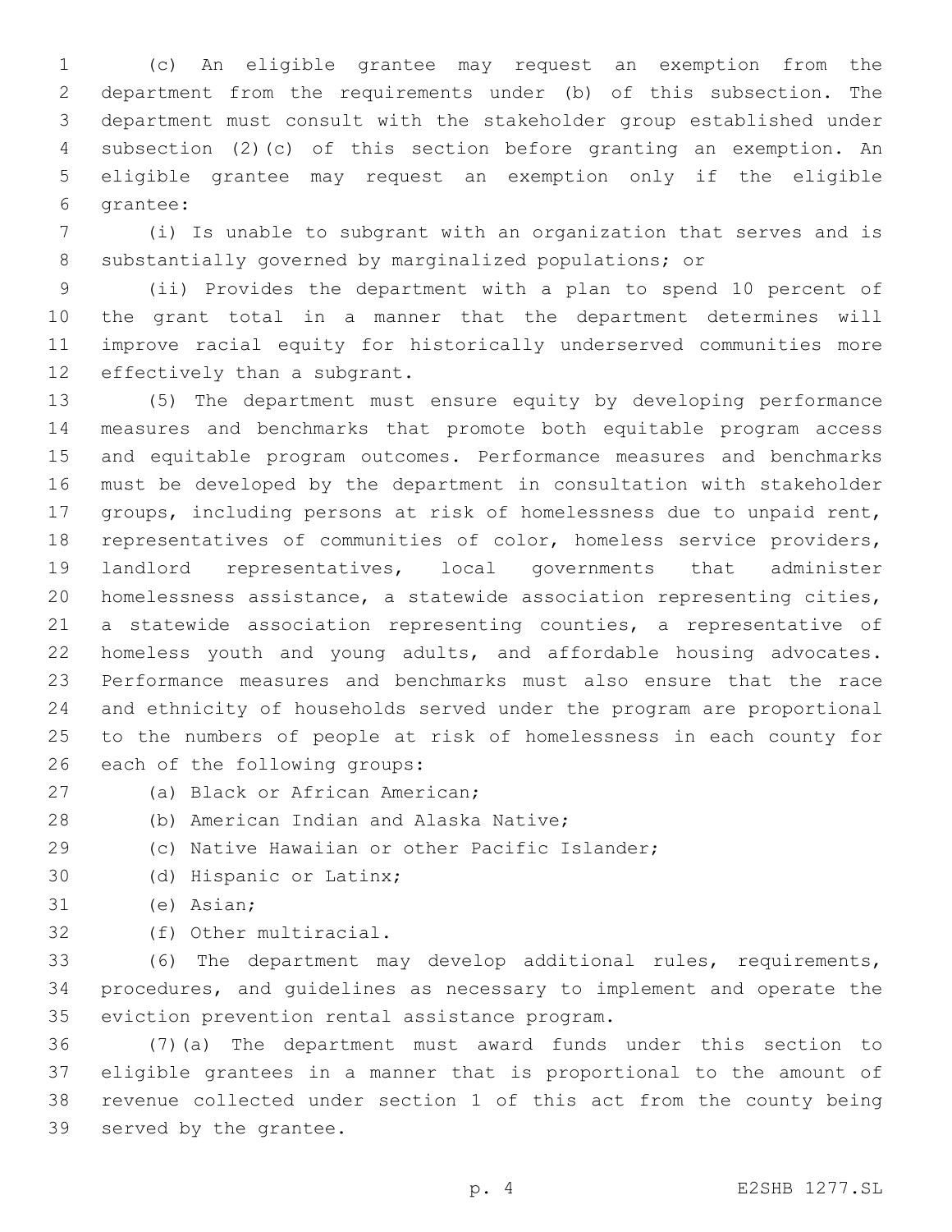(c) An eligible grantee may request an exemption from the department from the requirements under (b) of this subsection. The department must consult with the stakeholder group established under subsection (2)(c) of this section before granting an exemption. An eligible grantee may request an exemption only if the eligible grantee:

(i) Is unable to subgrant with an organization that serves and is substantially governed by marginalized populations; or

(ii) Provides the department with a plan to spend 10 percent of the grant total in a manner that the department determines will improve racial equity for historically underserved communities more effectively than a subgrant.

(5) The department must ensure equity by developing performance measures and benchmarks that promote both equitable program access and equitable program outcomes. Performance measures and benchmarks must be developed by the department in consultation with stakeholder groups, including persons at risk of homelessness due to unpaid rent, representatives of communities of color, homeless service providers, landlord representatives, local governments that administer homelessness assistance, a statewide association representing cities, a statewide association representing counties, a representative of homeless youth and young adults, and affordable housing advocates. Performance measures and benchmarks must also ensure that the race and ethnicity of households served under the program are proportional to the numbers of people at risk of homelessness in each county for each of the following groups:

(a) Black or African American;

(b) American Indian and Alaska Native;

(c) Native Hawaiian or other Pacific Islander;

(d) Hispanic or Latinx;

(e) Asian;

(f) Other multiracial.

(6) The department may develop additional rules, requirements, procedures, and guidelines as necessary to implement and operate the eviction prevention rental assistance program.

(7)(a) The department must award funds under this section to eligible grantees in a manner that is proportional to the amount of revenue collected under section 1 of this act from the county being served by the grantee.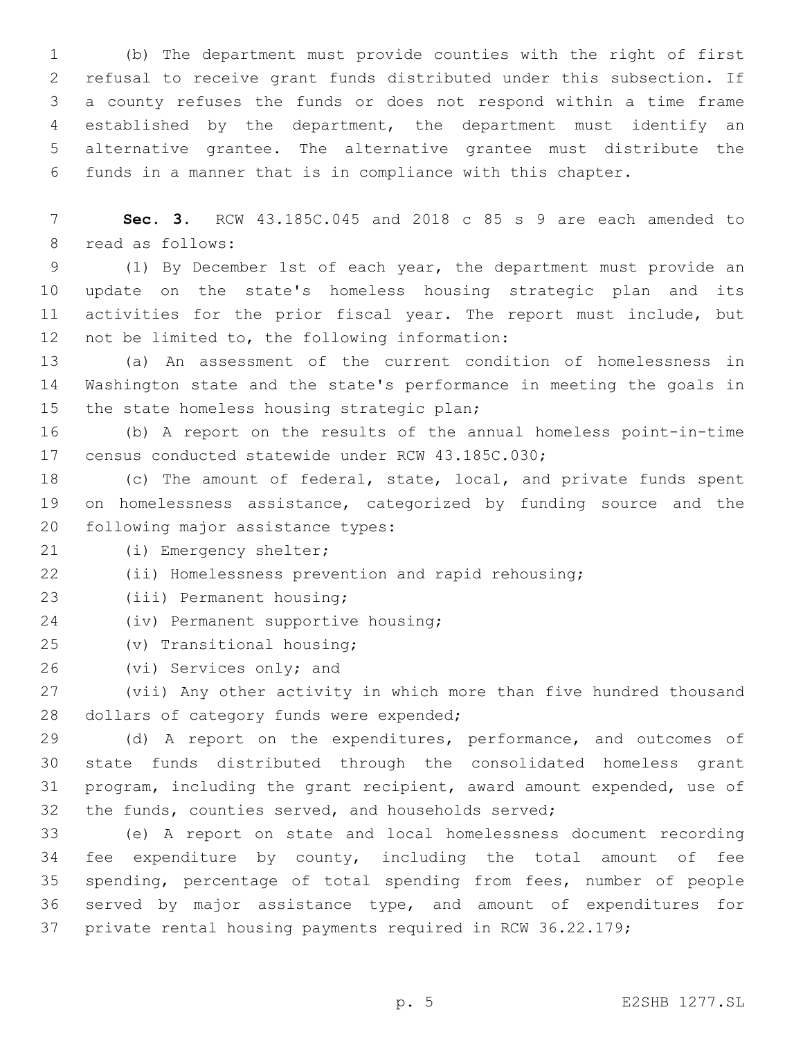(b) The department must provide counties with the right of first refusal to receive grant funds distributed under this subsection. If a county refuses the funds or does not respond within a time frame established by the department, the department must identify an alternative grantee. The alternative grantee must distribute the funds in a manner that is in compliance with this chapter.

**Sec. 3.** RCW 43.185C.045 and 2018 c 85 s 9 are each amended to read as follows:

(1) By December 1st of each year, the department must provide an update on the state's homeless housing strategic plan and its activities for the prior fiscal year. The report must include, but not be limited to, the following information:

(a) An assessment of the current condition of homelessness in Washington state and the state's performance in meeting the goals in the state homeless housing strategic plan;

(b) A report on the results of the annual homeless point-in-time census conducted statewide under RCW 43.185C.030;

(c) The amount of federal, state, local, and private funds spent on homelessness assistance, categorized by funding source and the following major assistance types:

(i) Emergency shelter;

(ii) Homelessness prevention and rapid rehousing;

(iii) Permanent housing;

(iv) Permanent supportive housing;

(v) Transitional housing;

(vi) Services only; and

(vii) Any other activity in which more than five hundred thousand dollars of category funds were expended;

(d) A report on the expenditures, performance, and outcomes of state funds distributed through the consolidated homeless grant program, including the grant recipient, award amount expended, use of the funds, counties served, and households served;

(e) A report on state and local homelessness document recording fee expenditure by county, including the total amount of fee spending, percentage of total spending from fees, number of people served by major assistance type, and amount of expenditures for private rental housing payments required in RCW 36.22.179;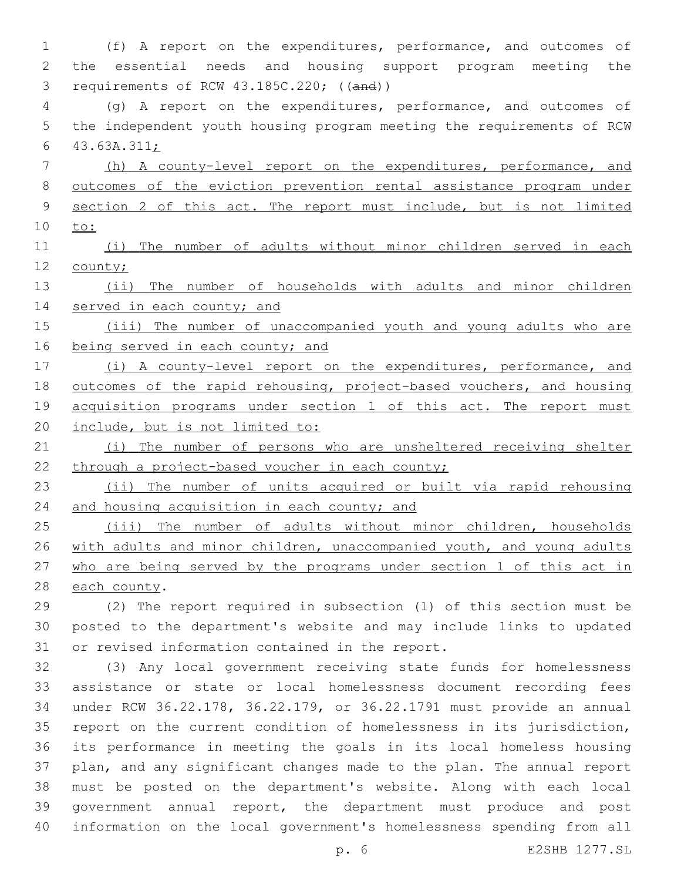(f) A report on the expenditures, performance, and outcomes of the essential needs and housing support program meeting the requirements of RCW 43.185C.220; ((and))

(g) A report on the expenditures, performance, and outcomes of the independent youth housing program meeting the requirements of RCW 43.63A.311;

(h) A county-level report on the expenditures, performance, and outcomes of the eviction prevention rental assistance program under section 2 of this act. The report must include, but is not limited to:

(i) The number of adults without minor children served in each county;

(ii) The number of households with adults and minor children served in each county; and

(iii) The number of unaccompanied youth and young adults who are being served in each county; and

(i) A county-level report on the expenditures, performance, and outcomes of the rapid rehousing, project-based vouchers, and housing acquisition programs under section 1 of this act. The report must include, but is not limited to:

(i) The number of persons who are unsheltered receiving shelter through a project-based voucher in each county;

(ii) The number of units acquired or built via rapid rehousing and housing acquisition in each county; and

(iii) The number of adults without minor children, households with adults and minor children, unaccompanied youth, and young adults who are being served by the programs under section 1 of this act in each county.

(2) The report required in subsection (1) of this section must be posted to the department's website and may include links to updated or revised information contained in the report.

(3) Any local government receiving state funds for homelessness assistance or state or local homelessness document recording fees under RCW 36.22.178, 36.22.179, or 36.22.1791 must provide an annual report on the current condition of homelessness in its jurisdiction, its performance in meeting the goals in its local homeless housing plan, and any significant changes made to the plan. The annual report must be posted on the department's website. Along with each local government annual report, the department must produce and post information on the local government's homelessness spending from all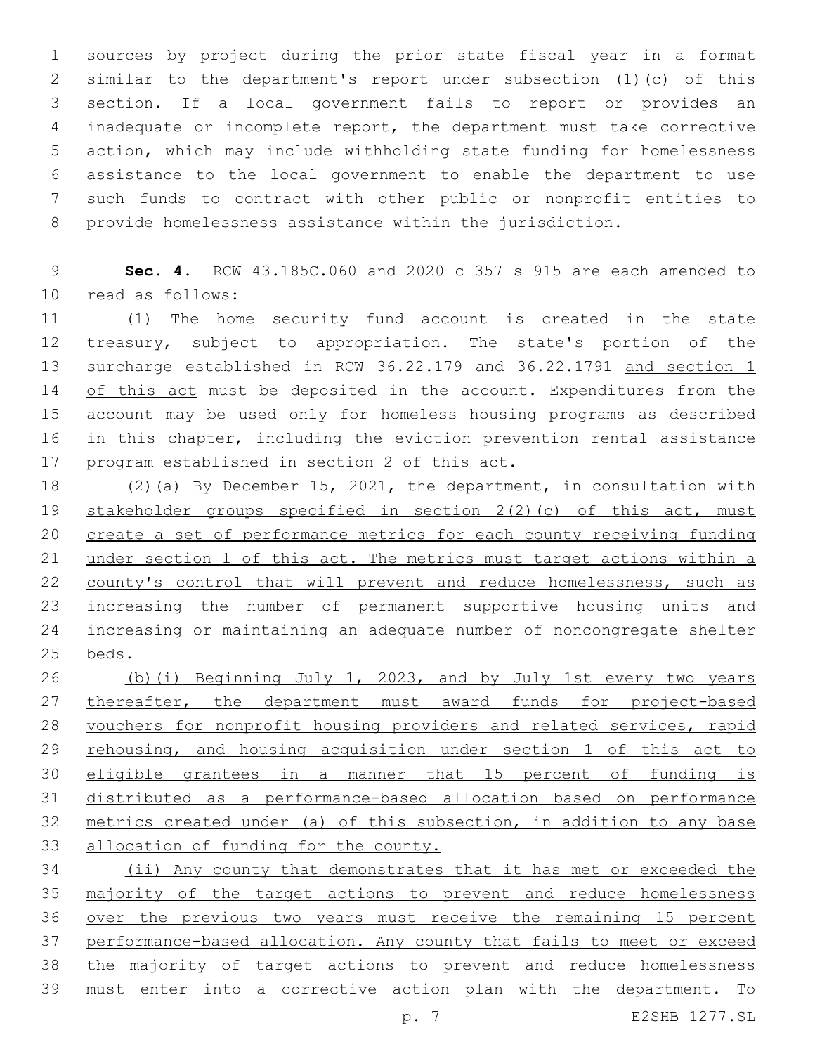sources by project during the prior state fiscal year in a format similar to the department's report under subsection (1)(c) of this section. If a local government fails to report or provides an inadequate or incomplete report, the department must take corrective action, which may include withholding state funding for homelessness assistance to the local government to enable the department to use such funds to contract with other public or nonprofit entities to provide homelessness assistance within the jurisdiction.

**Sec. 4.** RCW 43.185C.060 and 2020 c 357 s 915 are each amended to read as follows:

(1) The home security fund account is created in the state treasury, subject to appropriation. The state's portion of the surcharge established in RCW 36.22.179 and 36.22.1791 and section 1 of this act must be deposited in the account. Expenditures from the account may be used only for homeless housing programs as described in this chapter, including the eviction prevention rental assistance program established in section 2 of this act.

(2)(a) By December 15, 2021, the department, in consultation with stakeholder groups specified in section 2(2)(c) of this act, must create a set of performance metrics for each county receiving funding under section 1 of this act. The metrics must target actions within a county's control that will prevent and reduce homelessness, such as increasing the number of permanent supportive housing units and increasing or maintaining an adequate number of noncongregate shelter beds.

(b)(i) Beginning July 1, 2023, and by July 1st every two years thereafter, the department must award funds for project-based vouchers for nonprofit housing providers and related services, rapid rehousing, and housing acquisition under section 1 of this act to eligible grantees in a manner that 15 percent of funding is distributed as a performance-based allocation based on performance metrics created under (a) of this subsection, in addition to any base allocation of funding for the county.

(ii) Any county that demonstrates that it has met or exceeded the majority of the target actions to prevent and reduce homelessness over the previous two years must receive the remaining 15 percent performance-based allocation. Any county that fails to meet or exceed the majority of target actions to prevent and reduce homelessness must enter into a corrective action plan with the department. To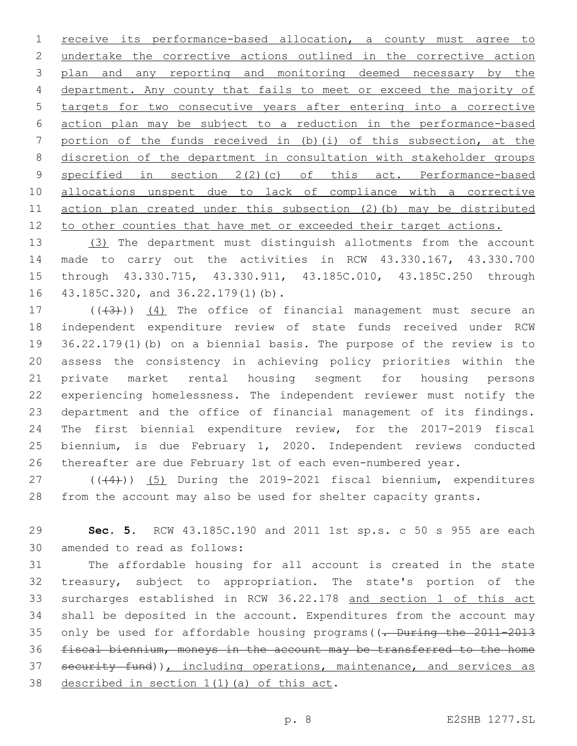receive its performance-based allocation, a county must agree to undertake the corrective actions outlined in the corrective action plan and any reporting and monitoring deemed necessary by the department. Any county that fails to meet or exceed the majority of targets for two consecutive years after entering into a corrective action plan may be subject to a reduction in the performance-based portion of the funds received in (b)(i) of this subsection, at the discretion of the department in consultation with stakeholder groups specified in section 2(2)(c) of this act. Performance-based allocations unspent due to lack of compliance with a corrective action plan created under this subsection (2)(b) may be distributed to other counties that have met or exceeded their target actions.

(3) The department must distinguish allotments from the account made to carry out the activities in RCW 43.330.167, 43.330.700 through 43.330.715, 43.330.911, 43.185C.010, 43.185C.250 through 43.185C.320, and 36.22.179(1)(b).

~~((3))~~ (4) The office of financial management must secure an independent expenditure review of state funds received under RCW 36.22.179(1)(b) on a biennial basis. The purpose of the review is to assess the consistency in achieving policy priorities within the private market rental housing segment for housing persons experiencing homelessness. The independent reviewer must notify the department and the office of financial management of its findings. The first biennial expenditure review, for the 2017-2019 fiscal biennium, is due February 1, 2020. Independent reviews conducted thereafter are due February 1st of each even-numbered year.

~~((4))~~ (5) During the 2019-2021 fiscal biennium, expenditures from the account may also be used for shelter capacity grants.

**Sec. 5.** RCW 43.185C.190 and 2011 1st sp.s. c 50 s 955 are each amended to read as follows:

The affordable housing for all account is created in the state treasury, subject to appropriation. The state's portion of the surcharges established in RCW 36.22.178 and section 1 of this act shall be deposited in the account. Expenditures from the account may only be used for affordable housing programs((~~. During the 2011-2013 fiscal biennium, moneys in the account may be transferred to the home security fund~~)), including operations, maintenance, and services as described in section 1(1)(a) of this act.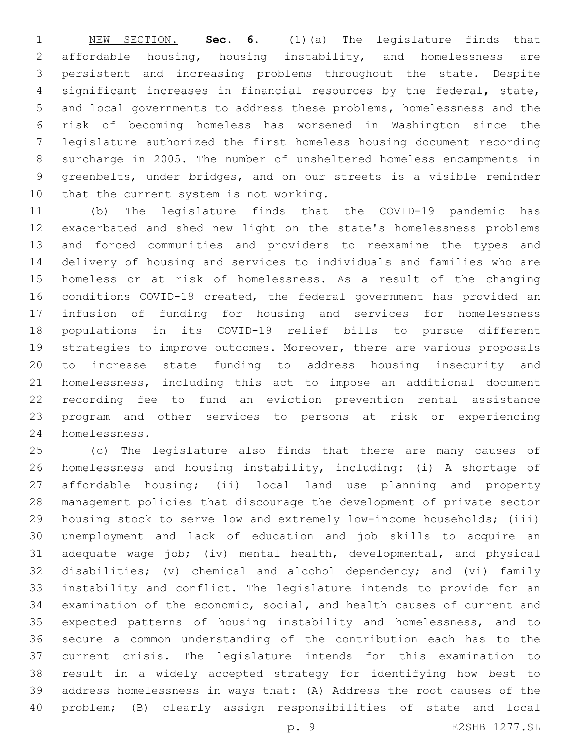NEW SECTION. **Sec. 6.** (1)(a) The legislature finds that affordable housing, housing instability, and homelessness are persistent and increasing problems throughout the state. Despite significant increases in financial resources by the federal, state, and local governments to address these problems, homelessness and the risk of becoming homeless has worsened in Washington since the legislature authorized the first homeless housing document recording surcharge in 2005. The number of unsheltered homeless encampments in greenbelts, under bridges, and on our streets is a visible reminder that the current system is not working.

(b) The legislature finds that the COVID-19 pandemic has exacerbated and shed new light on the state's homelessness problems and forced communities and providers to reexamine the types and delivery of housing and services to individuals and families who are homeless or at risk of homelessness. As a result of the changing conditions COVID-19 created, the federal government has provided an infusion of funding for housing and services for homelessness populations in its COVID-19 relief bills to pursue different strategies to improve outcomes. Moreover, there are various proposals to increase state funding to address housing insecurity and homelessness, including this act to impose an additional document recording fee to fund an eviction prevention rental assistance program and other services to persons at risk or experiencing homelessness.

(c) The legislature also finds that there are many causes of homelessness and housing instability, including: (i) A shortage of affordable housing; (ii) local land use planning and property management policies that discourage the development of private sector housing stock to serve low and extremely low-income households; (iii) unemployment and lack of education and job skills to acquire an adequate wage job; (iv) mental health, developmental, and physical disabilities; (v) chemical and alcohol dependency; and (vi) family instability and conflict. The legislature intends to provide for an examination of the economic, social, and health causes of current and expected patterns of housing instability and homelessness, and to secure a common understanding of the contribution each has to the current crisis. The legislature intends for this examination to result in a widely accepted strategy for identifying how best to address homelessness in ways that: (A) Address the root causes of the problem; (B) clearly assign responsibilities of state and local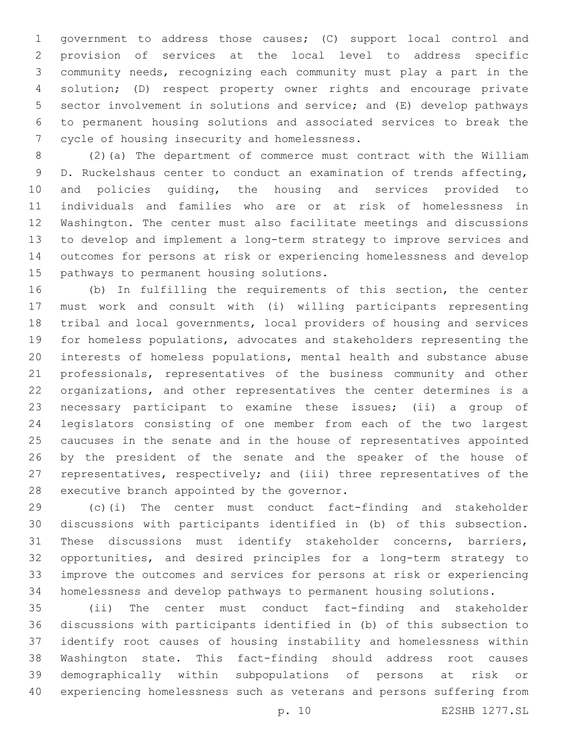government to address those causes; (C) support local control and provision of services at the local level to address specific community needs, recognizing each community must play a part in the solution; (D) respect property owner rights and encourage private sector involvement in solutions and service; and (E) develop pathways to permanent housing solutions and associated services to break the cycle of housing insecurity and homelessness.

(2)(a) The department of commerce must contract with the William D. Ruckelshaus center to conduct an examination of trends affecting, and policies guiding, the housing and services provided to individuals and families who are or at risk of homelessness in Washington. The center must also facilitate meetings and discussions to develop and implement a long-term strategy to improve services and outcomes for persons at risk or experiencing homelessness and develop pathways to permanent housing solutions.

(b) In fulfilling the requirements of this section, the center must work and consult with (i) willing participants representing tribal and local governments, local providers of housing and services for homeless populations, advocates and stakeholders representing the interests of homeless populations, mental health and substance abuse professionals, representatives of the business community and other organizations, and other representatives the center determines is a necessary participant to examine these issues; (ii) a group of legislators consisting of one member from each of the two largest caucuses in the senate and in the house of representatives appointed by the president of the senate and the speaker of the house of representatives, respectively; and (iii) three representatives of the executive branch appointed by the governor.

(c)(i) The center must conduct fact-finding and stakeholder discussions with participants identified in (b) of this subsection. These discussions must identify stakeholder concerns, barriers, opportunities, and desired principles for a long-term strategy to improve the outcomes and services for persons at risk or experiencing homelessness and develop pathways to permanent housing solutions.

(ii) The center must conduct fact-finding and stakeholder discussions with participants identified in (b) of this subsection to identify root causes of housing instability and homelessness within Washington state. This fact-finding should address root causes demographically within subpopulations of persons at risk or experiencing homelessness such as veterans and persons suffering from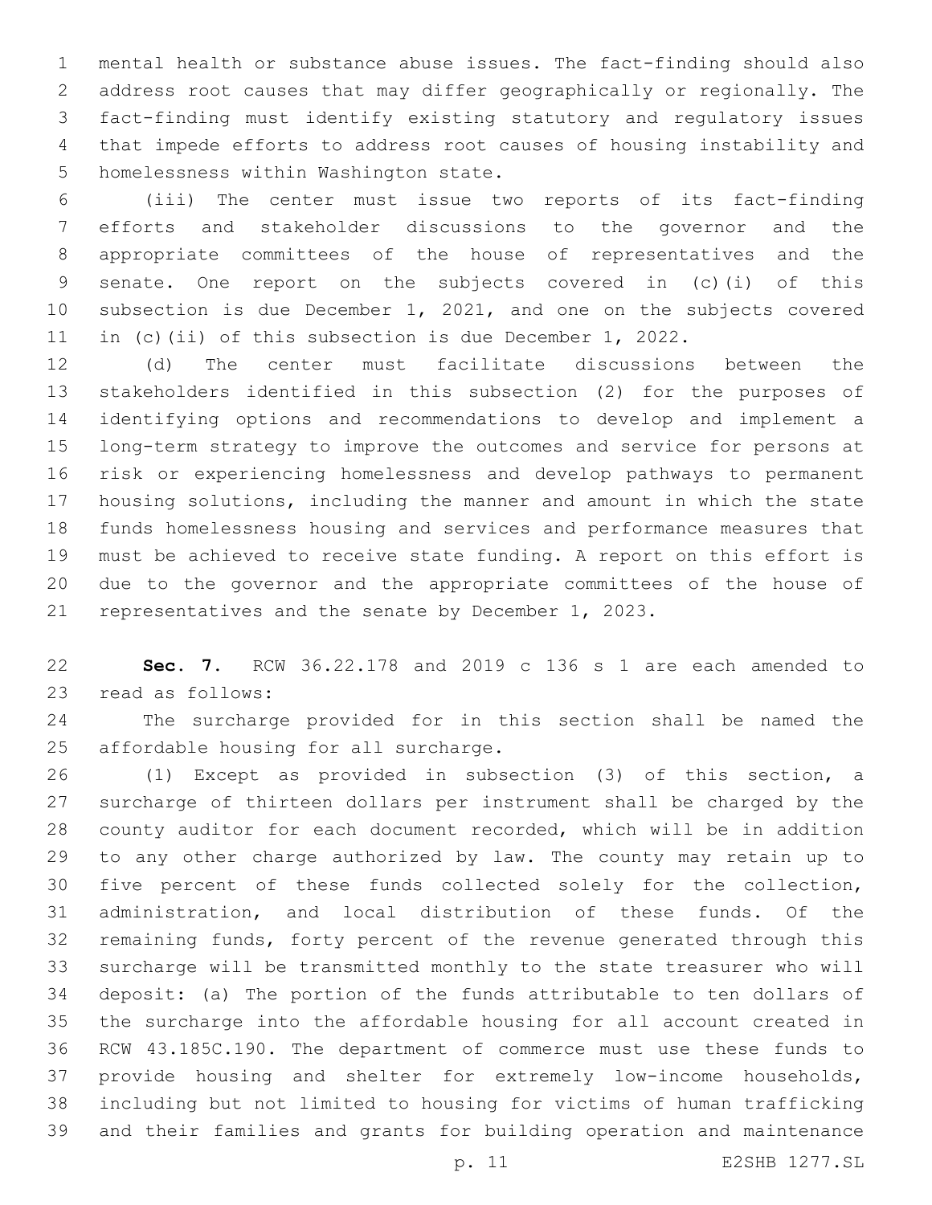mental health or substance abuse issues. The fact-finding should also address root causes that may differ geographically or regionally. The fact-finding must identify existing statutory and regulatory issues that impede efforts to address root causes of housing instability and homelessness within Washington state.

(iii) The center must issue two reports of its fact-finding efforts and stakeholder discussions to the governor and the appropriate committees of the house of representatives and the senate. One report on the subjects covered in (c)(i) of this subsection is due December 1, 2021, and one on the subjects covered in (c)(ii) of this subsection is due December 1, 2022.

(d) The center must facilitate discussions between the stakeholders identified in this subsection (2) for the purposes of identifying options and recommendations to develop and implement a long-term strategy to improve the outcomes and service for persons at risk or experiencing homelessness and develop pathways to permanent housing solutions, including the manner and amount in which the state funds homelessness housing and services and performance measures that must be achieved to receive state funding. A report on this effort is due to the governor and the appropriate committees of the house of representatives and the senate by December 1, 2023.

**Sec. 7.** RCW 36.22.178 and 2019 c 136 s 1 are each amended to read as follows:

The surcharge provided for in this section shall be named the affordable housing for all surcharge.

(1) Except as provided in subsection (3) of this section, a surcharge of thirteen dollars per instrument shall be charged by the county auditor for each document recorded, which will be in addition to any other charge authorized by law. The county may retain up to five percent of these funds collected solely for the collection, administration, and local distribution of these funds. Of the remaining funds, forty percent of the revenue generated through this surcharge will be transmitted monthly to the state treasurer who will deposit: (a) The portion of the funds attributable to ten dollars of the surcharge into the affordable housing for all account created in RCW 43.185C.190. The department of commerce must use these funds to provide housing and shelter for extremely low-income households, including but not limited to housing for victims of human trafficking and their families and grants for building operation and maintenance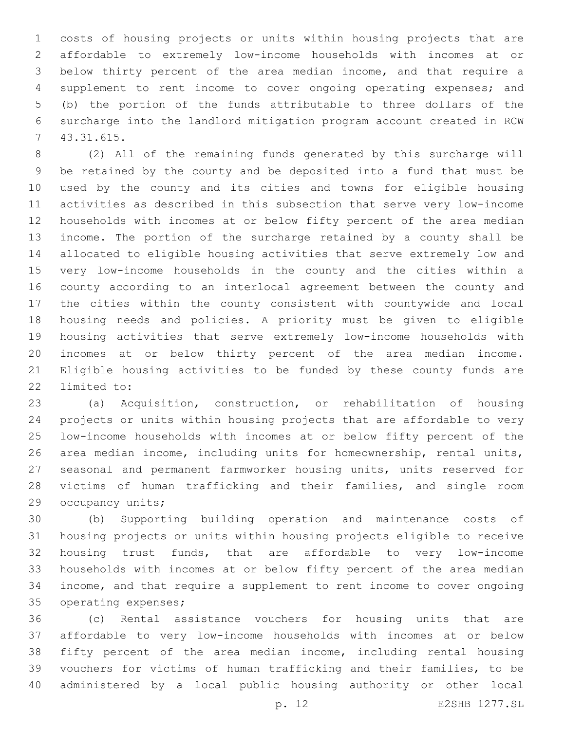costs of housing projects or units within housing projects that are affordable to extremely low-income households with incomes at or below thirty percent of the area median income, and that require a supplement to rent income to cover ongoing operating expenses; and (b) the portion of the funds attributable to three dollars of the surcharge into the landlord mitigation program account created in RCW 43.31.615.

(2) All of the remaining funds generated by this surcharge will be retained by the county and be deposited into a fund that must be used by the county and its cities and towns for eligible housing activities as described in this subsection that serve very low-income households with incomes at or below fifty percent of the area median income. The portion of the surcharge retained by a county shall be allocated to eligible housing activities that serve extremely low and very low-income households in the county and the cities within a county according to an interlocal agreement between the county and the cities within the county consistent with countywide and local housing needs and policies. A priority must be given to eligible housing activities that serve extremely low-income households with incomes at or below thirty percent of the area median income. Eligible housing activities to be funded by these county funds are limited to:

(a) Acquisition, construction, or rehabilitation of housing projects or units within housing projects that are affordable to very low-income households with incomes at or below fifty percent of the area median income, including units for homeownership, rental units, seasonal and permanent farmworker housing units, units reserved for victims of human trafficking and their families, and single room occupancy units;

(b) Supporting building operation and maintenance costs of housing projects or units within housing projects eligible to receive housing trust funds, that are affordable to very low-income households with incomes at or below fifty percent of the area median income, and that require a supplement to rent income to cover ongoing operating expenses;

(c) Rental assistance vouchers for housing units that are affordable to very low-income households with incomes at or below fifty percent of the area median income, including rental housing vouchers for victims of human trafficking and their families, to be administered by a local public housing authority or other local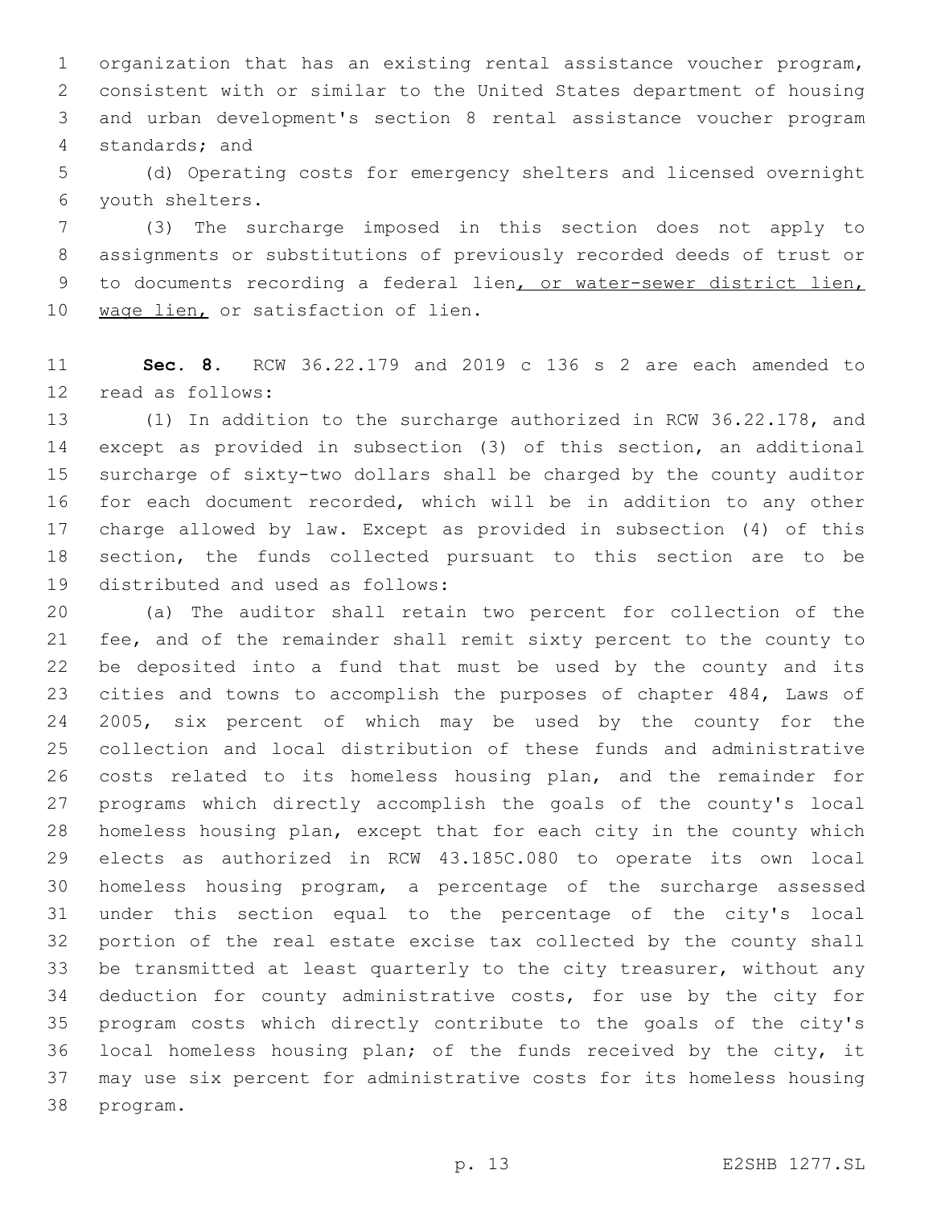organization that has an existing rental assistance voucher program, consistent with or similar to the United States department of housing and urban development's section 8 rental assistance voucher program standards; and

(d) Operating costs for emergency shelters and licensed overnight youth shelters.

(3) The surcharge imposed in this section does not apply to assignments or substitutions of previously recorded deeds of trust or to documents recording a federal lien, or water-sewer district lien, wage lien, or satisfaction of lien.

**Sec. 8.** RCW 36.22.179 and 2019 c 136 s 2 are each amended to read as follows:

(1) In addition to the surcharge authorized in RCW 36.22.178, and except as provided in subsection (3) of this section, an additional surcharge of sixty-two dollars shall be charged by the county auditor for each document recorded, which will be in addition to any other charge allowed by law. Except as provided in subsection (4) of this section, the funds collected pursuant to this section are to be distributed and used as follows:

(a) The auditor shall retain two percent for collection of the fee, and of the remainder shall remit sixty percent to the county to be deposited into a fund that must be used by the county and its cities and towns to accomplish the purposes of chapter 484, Laws of 2005, six percent of which may be used by the county for the collection and local distribution of these funds and administrative costs related to its homeless housing plan, and the remainder for programs which directly accomplish the goals of the county's local homeless housing plan, except that for each city in the county which elects as authorized in RCW 43.185C.080 to operate its own local homeless housing program, a percentage of the surcharge assessed under this section equal to the percentage of the city's local portion of the real estate excise tax collected by the county shall be transmitted at least quarterly to the city treasurer, without any deduction for county administrative costs, for use by the city for program costs which directly contribute to the goals of the city's local homeless housing plan; of the funds received by the city, it may use six percent for administrative costs for its homeless housing program.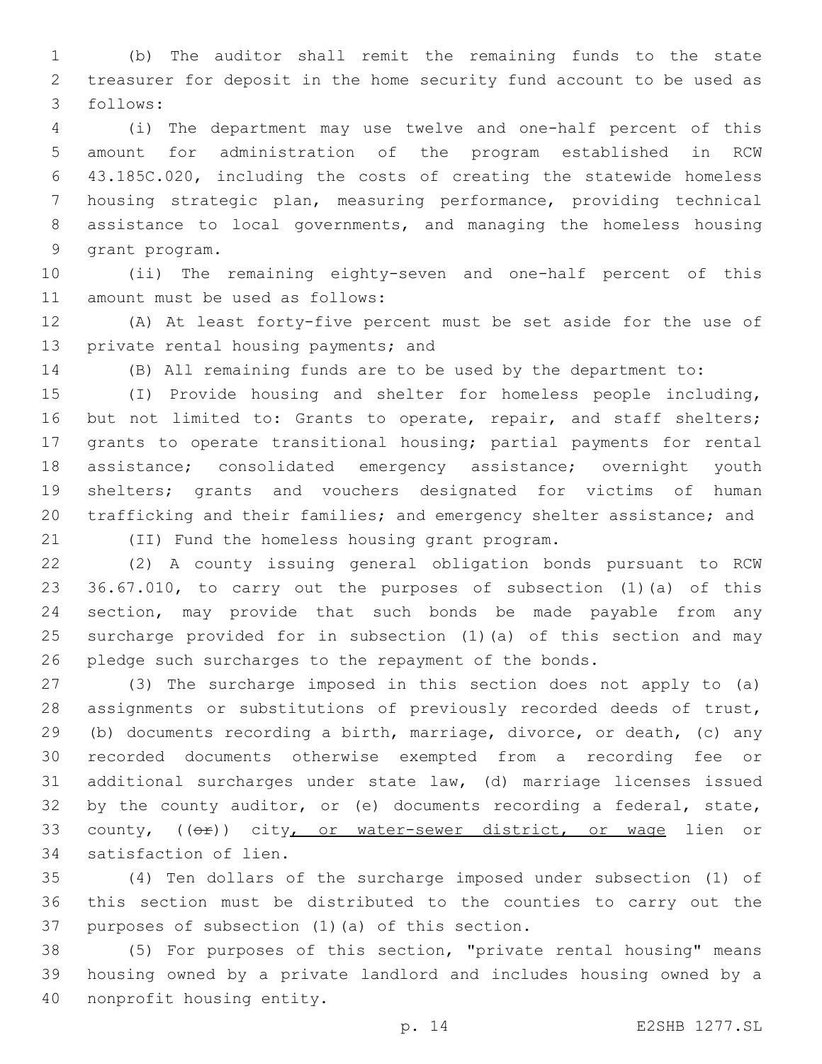(b) The auditor shall remit the remaining funds to the state treasurer for deposit in the home security fund account to be used as follows:

(i) The department may use twelve and one-half percent of this amount for administration of the program established in RCW 43.185C.020, including the costs of creating the statewide homeless housing strategic plan, measuring performance, providing technical assistance to local governments, and managing the homeless housing grant program.

(ii) The remaining eighty-seven and one-half percent of this amount must be used as follows:

(A) At least forty-five percent must be set aside for the use of private rental housing payments; and

(B) All remaining funds are to be used by the department to:

(I) Provide housing and shelter for homeless people including, but not limited to: Grants to operate, repair, and staff shelters; grants to operate transitional housing; partial payments for rental assistance; consolidated emergency assistance; overnight youth shelters; grants and vouchers designated for victims of human trafficking and their families; and emergency shelter assistance; and

(II) Fund the homeless housing grant program.

(2) A county issuing general obligation bonds pursuant to RCW 36.67.010, to carry out the purposes of subsection (1)(a) of this section, may provide that such bonds be made payable from any surcharge provided for in subsection (1)(a) of this section and may pledge such surcharges to the repayment of the bonds.

(3) The surcharge imposed in this section does not apply to (a) assignments or substitutions of previously recorded deeds of trust, (b) documents recording a birth, marriage, divorce, or death, (c) any recorded documents otherwise exempted from a recording fee or additional surcharges under state law, (d) marriage licenses issued by the county auditor, or (e) documents recording a federal, state, county, ((~~or~~)) city, or water-sewer district, or wage lien or satisfaction of lien.

(4) Ten dollars of the surcharge imposed under subsection (1) of this section must be distributed to the counties to carry out the purposes of subsection (1)(a) of this section.

(5) For purposes of this section, "private rental housing" means housing owned by a private landlord and includes housing owned by a nonprofit housing entity.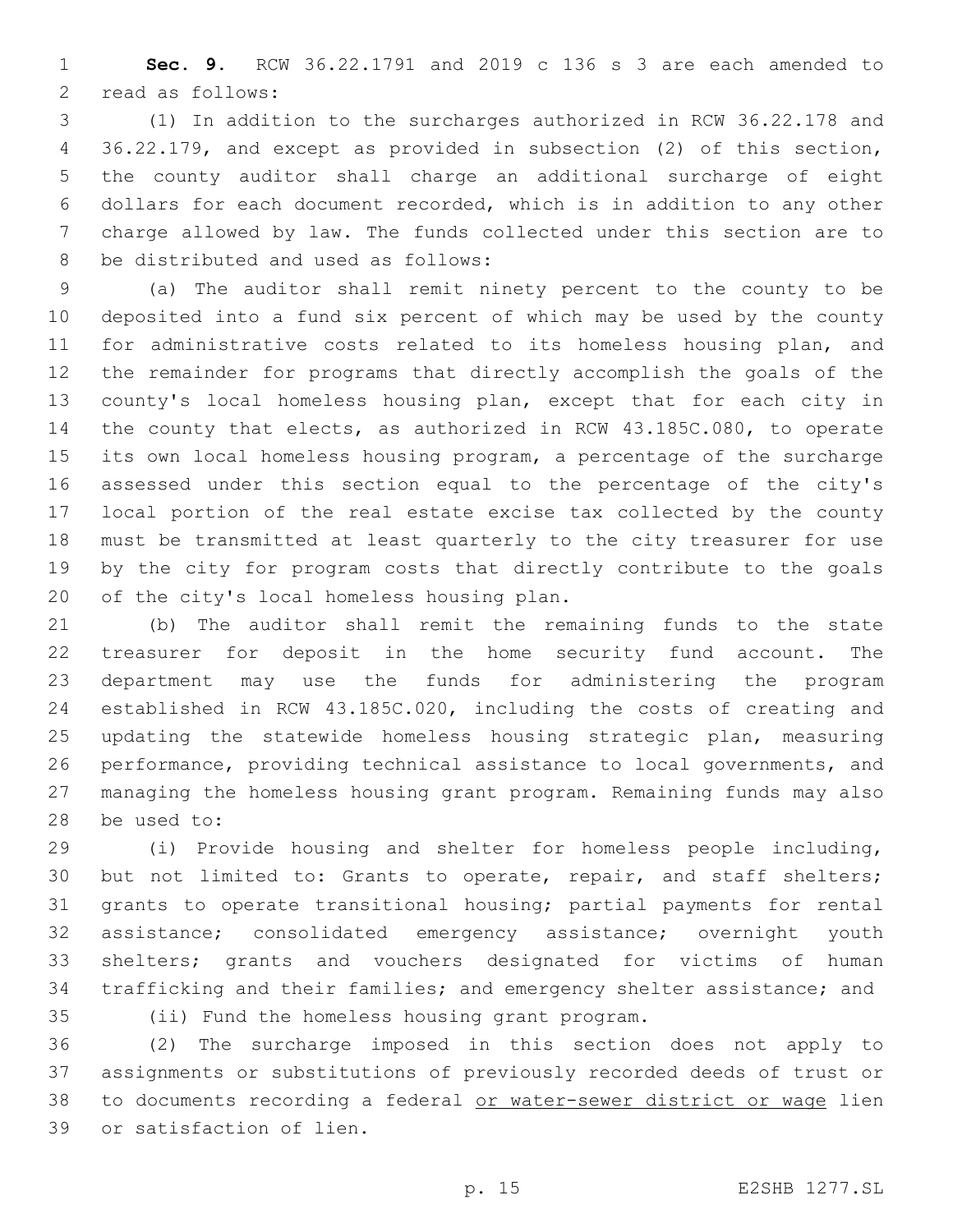**Sec. 9.** RCW 36.22.1791 and 2019 c 136 s 3 are each amended to read as follows:

(1) In addition to the surcharges authorized in RCW 36.22.178 and 36.22.179, and except as provided in subsection (2) of this section, the county auditor shall charge an additional surcharge of eight dollars for each document recorded, which is in addition to any other charge allowed by law. The funds collected under this section are to be distributed and used as follows:

(a) The auditor shall remit ninety percent to the county to be deposited into a fund six percent of which may be used by the county for administrative costs related to its homeless housing plan, and the remainder for programs that directly accomplish the goals of the county's local homeless housing plan, except that for each city in the county that elects, as authorized in RCW 43.185C.080, to operate its own local homeless housing program, a percentage of the surcharge assessed under this section equal to the percentage of the city's local portion of the real estate excise tax collected by the county must be transmitted at least quarterly to the city treasurer for use by the city for program costs that directly contribute to the goals of the city's local homeless housing plan.

(b) The auditor shall remit the remaining funds to the state treasurer for deposit in the home security fund account. The department may use the funds for administering the program established in RCW 43.185C.020, including the costs of creating and updating the statewide homeless housing strategic plan, measuring performance, providing technical assistance to local governments, and managing the homeless housing grant program. Remaining funds may also be used to:

(i) Provide housing and shelter for homeless people including, but not limited to: Grants to operate, repair, and staff shelters; grants to operate transitional housing; partial payments for rental assistance; consolidated emergency assistance; overnight youth shelters; grants and vouchers designated for victims of human trafficking and their families; and emergency shelter assistance; and

(ii) Fund the homeless housing grant program.

(2) The surcharge imposed in this section does not apply to assignments or substitutions of previously recorded deeds of trust or to documents recording a federal or water-sewer district or wage lien or satisfaction of lien.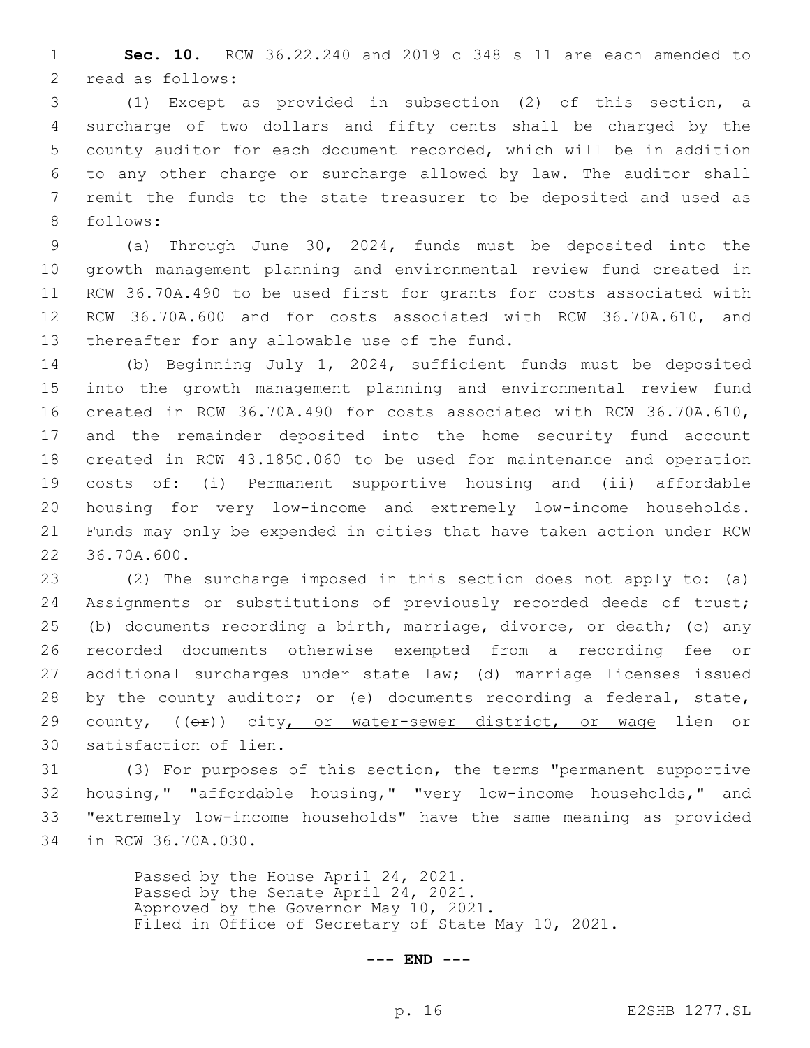**Sec. 10.** RCW 36.22.240 and 2019 c 348 s 11 are each amended to read as follows:

(1) Except as provided in subsection (2) of this section, a surcharge of two dollars and fifty cents shall be charged by the county auditor for each document recorded, which will be in addition to any other charge or surcharge allowed by law. The auditor shall remit the funds to the state treasurer to be deposited and used as follows:

(a) Through June 30, 2024, funds must be deposited into the growth management planning and environmental review fund created in RCW 36.70A.490 to be used first for grants for costs associated with RCW 36.70A.600 and for costs associated with RCW 36.70A.610, and thereafter for any allowable use of the fund.

(b) Beginning July 1, 2024, sufficient funds must be deposited into the growth management planning and environmental review fund created in RCW 36.70A.490 for costs associated with RCW 36.70A.610, and the remainder deposited into the home security fund account created in RCW 43.185C.060 to be used for maintenance and operation costs of: (i) Permanent supportive housing and (ii) affordable housing for very low-income and extremely low-income households. Funds may only be expended in cities that have taken action under RCW 36.70A.600.

(2) The surcharge imposed in this section does not apply to: (a) Assignments or substitutions of previously recorded deeds of trust; (b) documents recording a birth, marriage, divorce, or death; (c) any recorded documents otherwise exempted from a recording fee or additional surcharges under state law; (d) marriage licenses issued by the county auditor; or (e) documents recording a federal, state, county, ((~~or~~)) city, or water-sewer district, or wage lien or satisfaction of lien.

(3) For purposes of this section, the terms "permanent supportive housing," "affordable housing," "very low-income households," and "extremely low-income households" have the same meaning as provided in RCW 36.70A.030.

Passed by the House April 24, 2021.
Passed by the Senate April 24, 2021.
Approved by the Governor May 10, 2021.
Filed in Office of Secretary of State May 10, 2021.

**--- END ---**